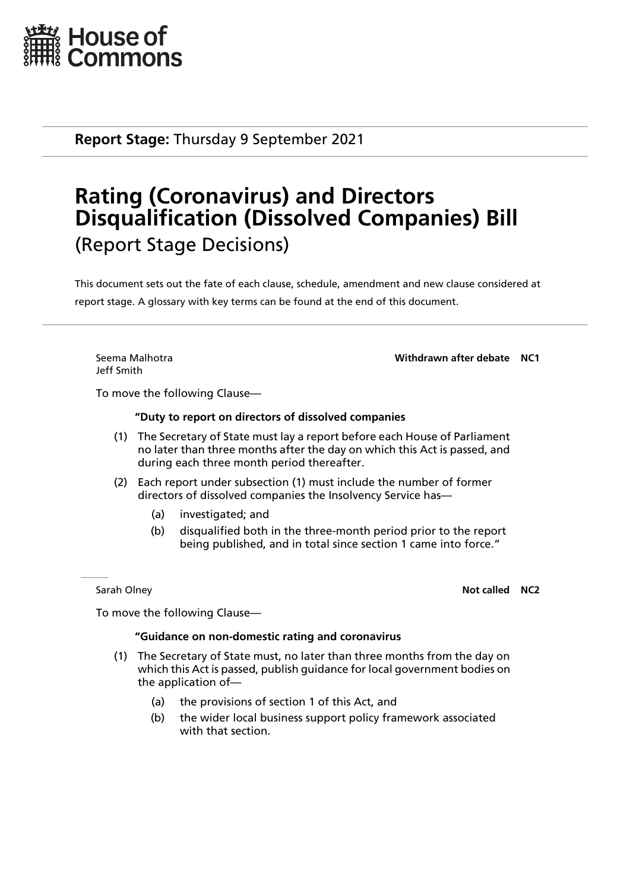House of Commons

**Report Stage:** Thursday 9 September 2021

# Rating (Coronavirus) and Directors Disqualification (Dissolved Companies) Bill
(Report Stage Decisions)

This document sets out the fate of each clause, schedule, amendment and new clause considered at report stage. A glossary with key terms can be found at the end of this document.

---

Seema Malhotra
Jeff Smith

**Withdrawn after debate NC1**

To move the following Clause—

**"Duty to report on directors of dissolved companies**

(1) The Secretary of State must lay a report before each House of Parliament no later than three months after the day on which this Act is passed, and during each three month period thereafter.

(2) Each report under subsection (1) must include the number of former directors of dissolved companies the Insolvency Service has—

(a) investigated; and

(b) disqualified both in the three-month period prior to the report being published, and in total since section 1 came into force."

---

Sarah Olney

**Not called NC2**

To move the following Clause—

**"Guidance on non-domestic rating and coronavirus**

(1) The Secretary of State must, no later than three months from the day on which this Act is passed, publish guidance for local government bodies on the application of—

(a) the provisions of section 1 of this Act, and

(b) the wider local business support policy framework associated with that section.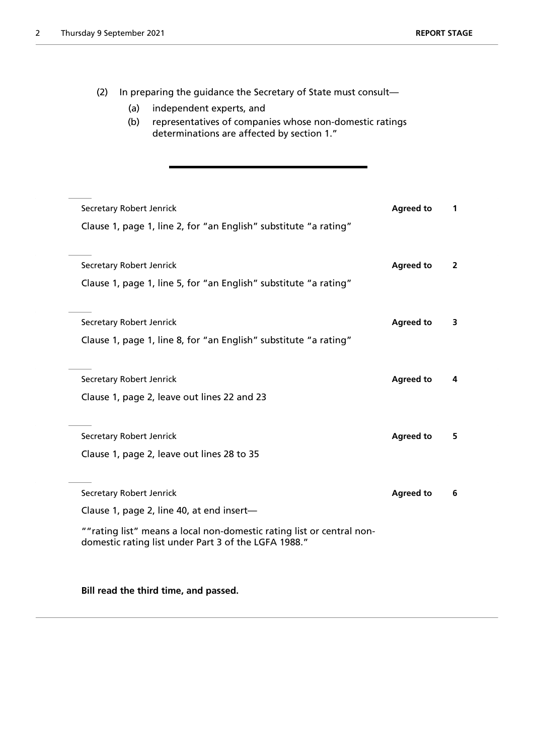(2) In preparing the guidance the Secretary of State must consult—

(a) independent experts, and

(b) representatives of companies whose non-domestic ratings determinations are affected by section 1."

---

Secretary Robert Jenrick **Agreed to** 1

Clause 1, page 1, line 2, for "an English" substitute "a rating"

Secretary Robert Jenrick **Agreed to** 2

Clause 1, page 1, line 5, for "an English" substitute "a rating"

Secretary Robert Jenrick **Agreed to** 3

Clause 1, page 1, line 8, for "an English" substitute "a rating"

Secretary Robert Jenrick **Agreed to** 4

Clause 1, page 2, leave out lines 22 and 23

Secretary Robert Jenrick **Agreed to** 5

Clause 1, page 2, leave out lines 28 to 35

Secretary Robert Jenrick **Agreed to** 6

Clause 1, page 2, line 40, at end insert—

""rating list" means a local non-domestic rating list or central non-domestic rating list under Part 3 of the LGFA 1988."

**Bill read the third time, and passed.**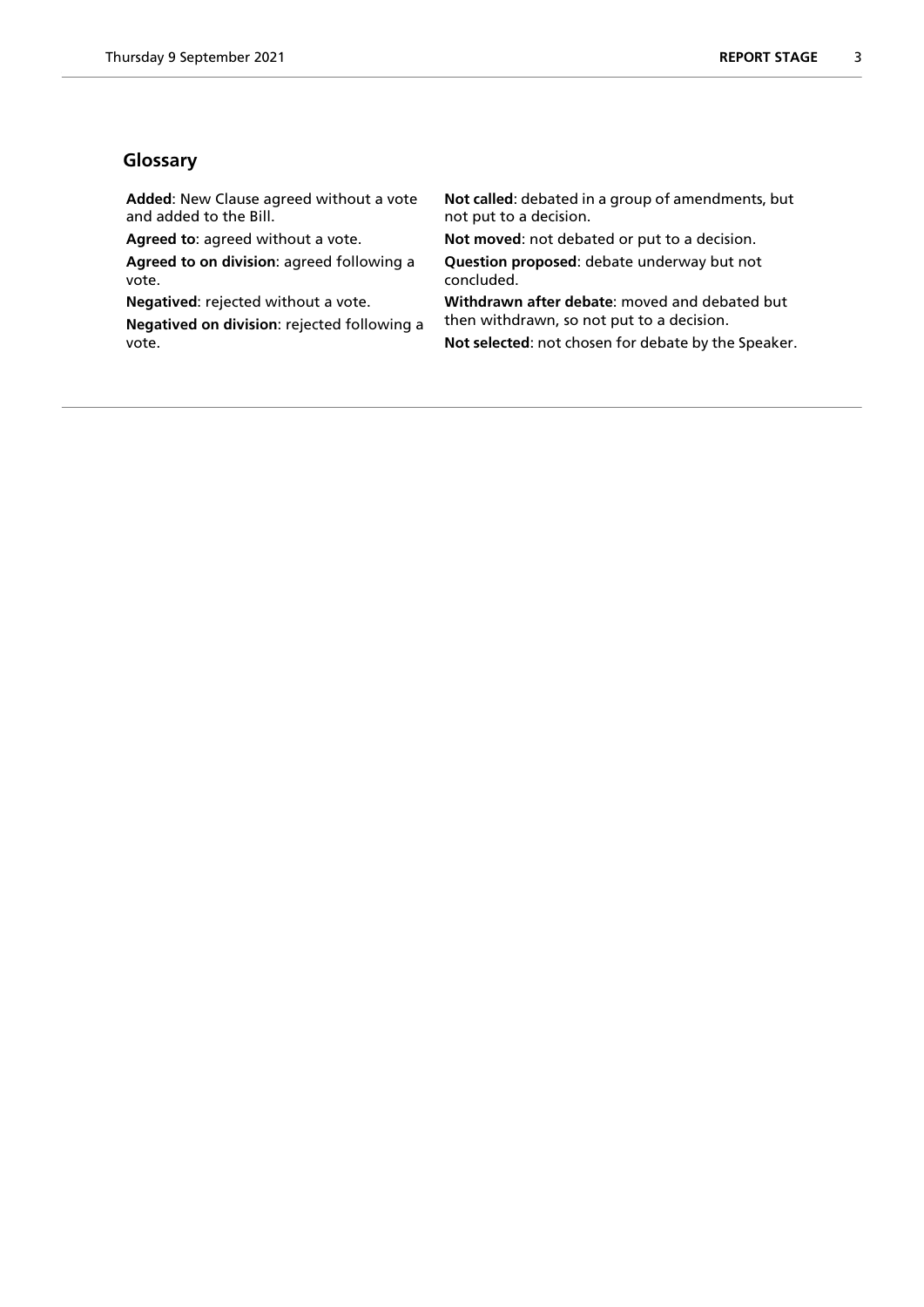## Glossary

**Added**: New Clause agreed without a vote and added to the Bill.

**Agreed to**: agreed without a vote.

**Agreed to on division**: agreed following a vote.

**Negatived**: rejected without a vote.

**Negatived on division**: rejected following a vote.

**Not called**: debated in a group of amendments, but not put to a decision.

**Not moved**: not debated or put to a decision.

**Question proposed**: debate underway but not concluded.

**Withdrawn after debate**: moved and debated but then withdrawn, so not put to a decision.

**Not selected**: not chosen for debate by the Speaker.